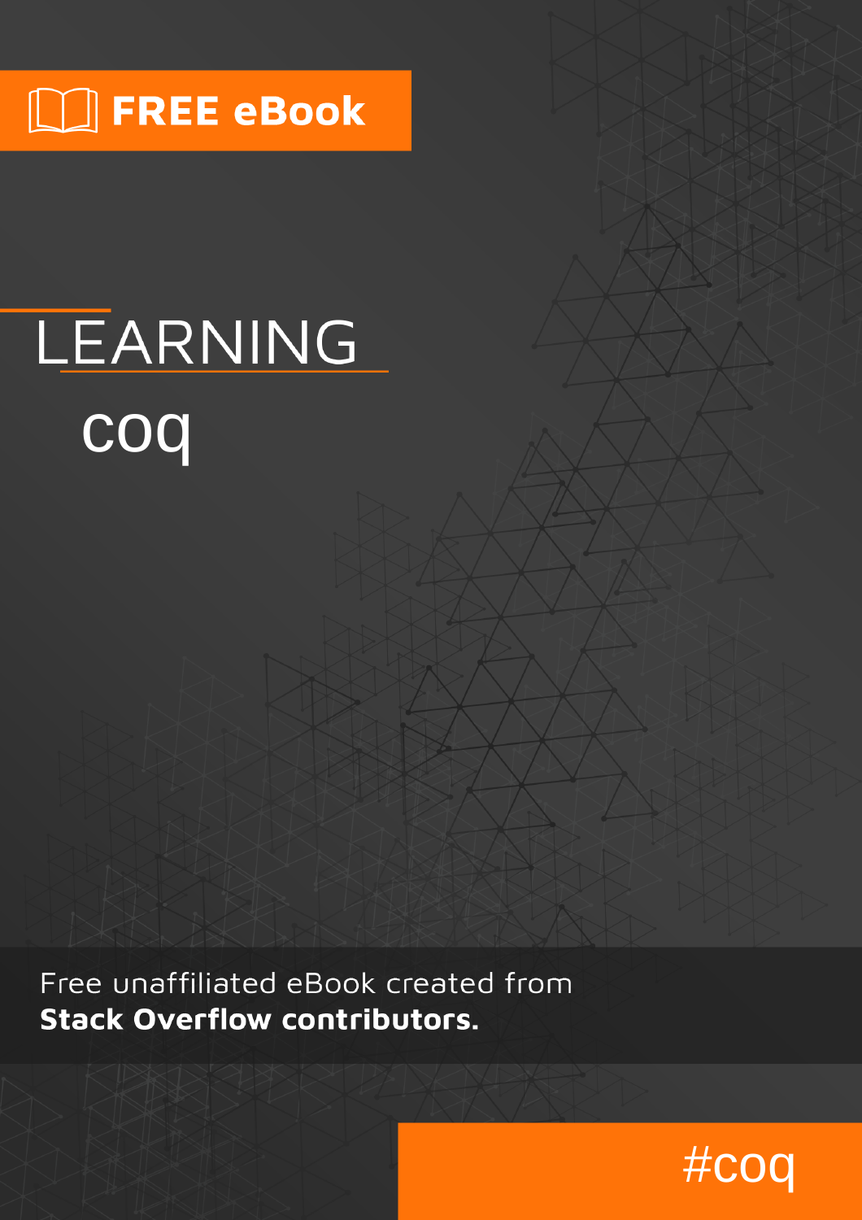FREE eBook

# LEARNING
## coq

Free unaffiliated eBook created from
**Stack Overflow contributors.**

#coq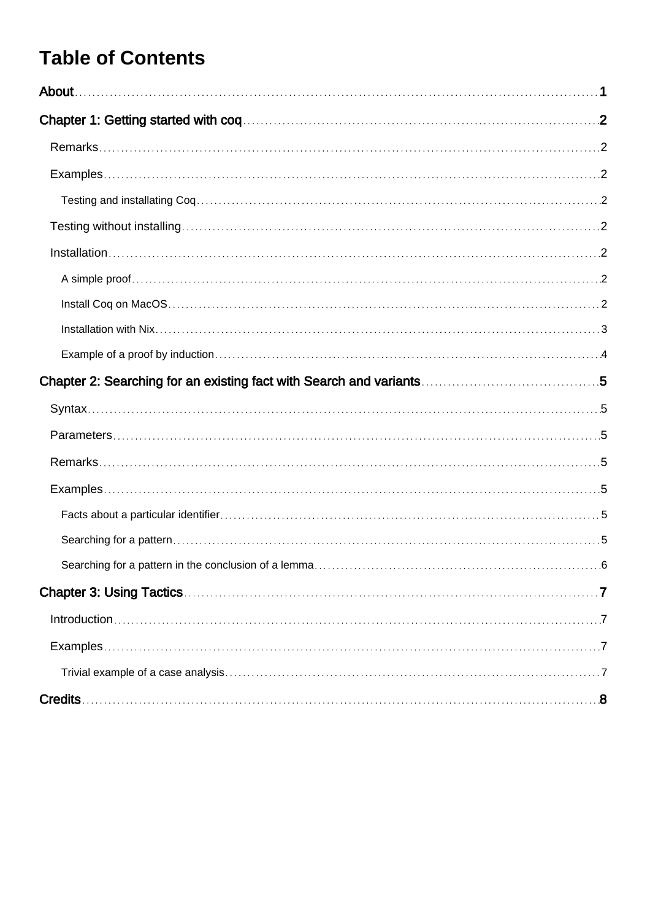# Table of Contents

About ........................................................................................................................ 1

Chapter 1: Getting started with coq ........................................................................ 2

- Remarks ........................................................................................................... 2
- Examples .......................................................................................................... 2
  - Testing and installating Coq ......................................................................... 2
- Testing without installing ................................................................................ 2
- Installation ........................................................................................................ 2
  - A simple proof .............................................................................................. 2
  - Install Coq on MacOS ................................................................................... 2
  - Installation with Nix ...................................................................................... 3
  - Example of a proof by induction .................................................................. 4

Chapter 2: Searching for an existing fact with Search and variants ...................... 5

- Syntax ............................................................................................................... 5
- Parameters ........................................................................................................ 5
- Remarks ............................................................................................................ 5
- Examples ........................................................................................................... 5
  - Facts about a particular identifier ................................................................ 5
  - Searching for a pattern ................................................................................. 5
  - Searching for a pattern in the conclusion of a lemma .................................. 6

Chapter 3: Using Tactics ........................................................................................... 7

- Introduction ...................................................................................................... 7
- Examples ........................................................................................................... 7
  - Trivial example of a case analysis ................................................................ 7

Credits ....................................................................................................................... 8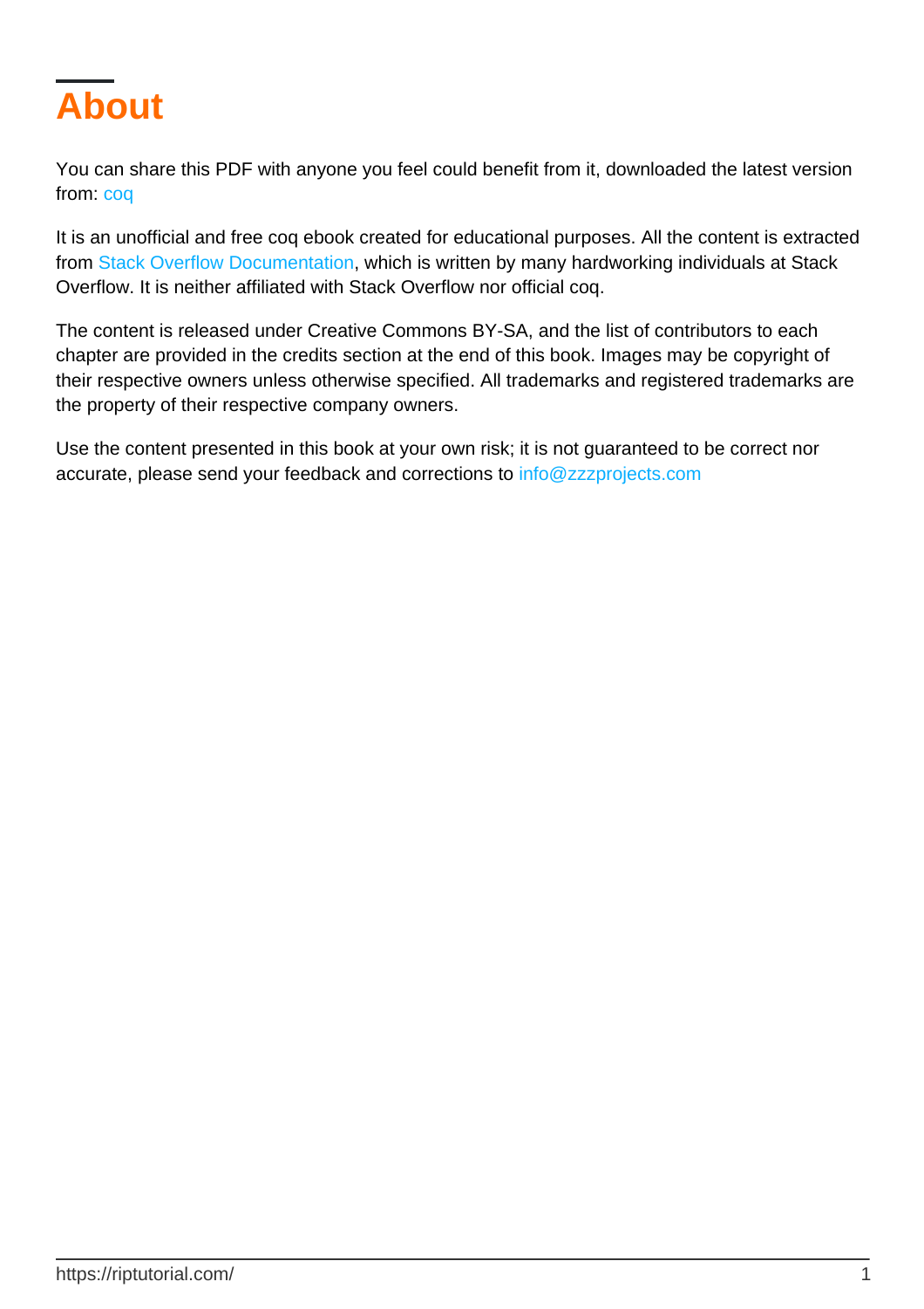# About

You can share this PDF with anyone you feel could benefit from it, downloaded the latest version from: coq

It is an unofficial and free coq ebook created for educational purposes. All the content is extracted from Stack Overflow Documentation, which is written by many hardworking individuals at Stack Overflow. It is neither affiliated with Stack Overflow nor official coq.

The content is released under Creative Commons BY-SA, and the list of contributors to each chapter are provided in the credits section at the end of this book. Images may be copyright of their respective owners unless otherwise specified. All trademarks and registered trademarks are the property of their respective company owners.

Use the content presented in this book at your own risk; it is not guaranteed to be correct nor accurate, please send your feedback and corrections to info@zzzprojects.com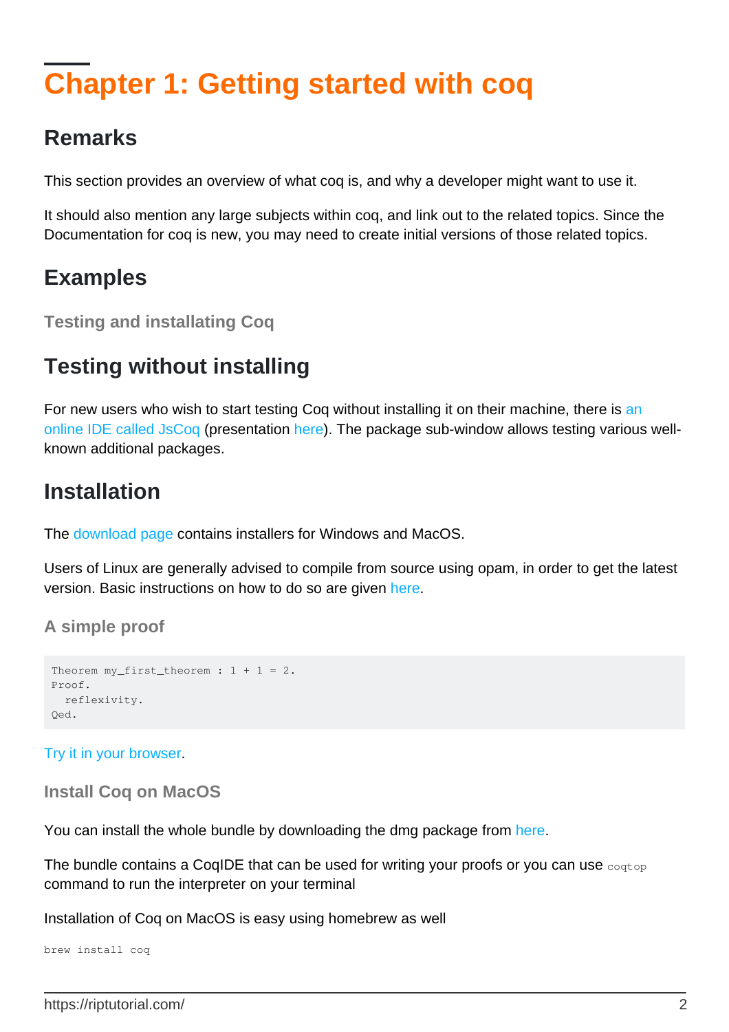# Chapter 1: Getting started with coq

## Remarks

This section provides an overview of what coq is, and why a developer might want to use it.

It should also mention any large subjects within coq, and link out to the related topics. Since the Documentation for coq is new, you may need to create initial versions of those related topics.

## Examples

### Testing and installating Coq

## Testing without installing

For new users who wish to start testing Coq without installing it on their machine, there is an online IDE called JsCoq (presentation here). The package sub-window allows testing various well-known additional packages.

## Installation

The download page contains installers for Windows and MacOS.

Users of Linux are generally advised to compile from source using opam, in order to get the latest version. Basic instructions on how to do so are given here.

### A simple proof

```
Theorem my_first_theorem : 1 + 1 = 2.
Proof.
  reflexivity.
Qed.
```

Try it in your browser.

### Install Coq on MacOS

You can install the whole bundle by downloading the dmg package from here.

The bundle contains a CoqIDE that can be used for writing your proofs or you can use `coqtop` command to run the interpreter on your terminal

Installation of Coq on MacOS is easy using homebrew as well

```
brew install coq
```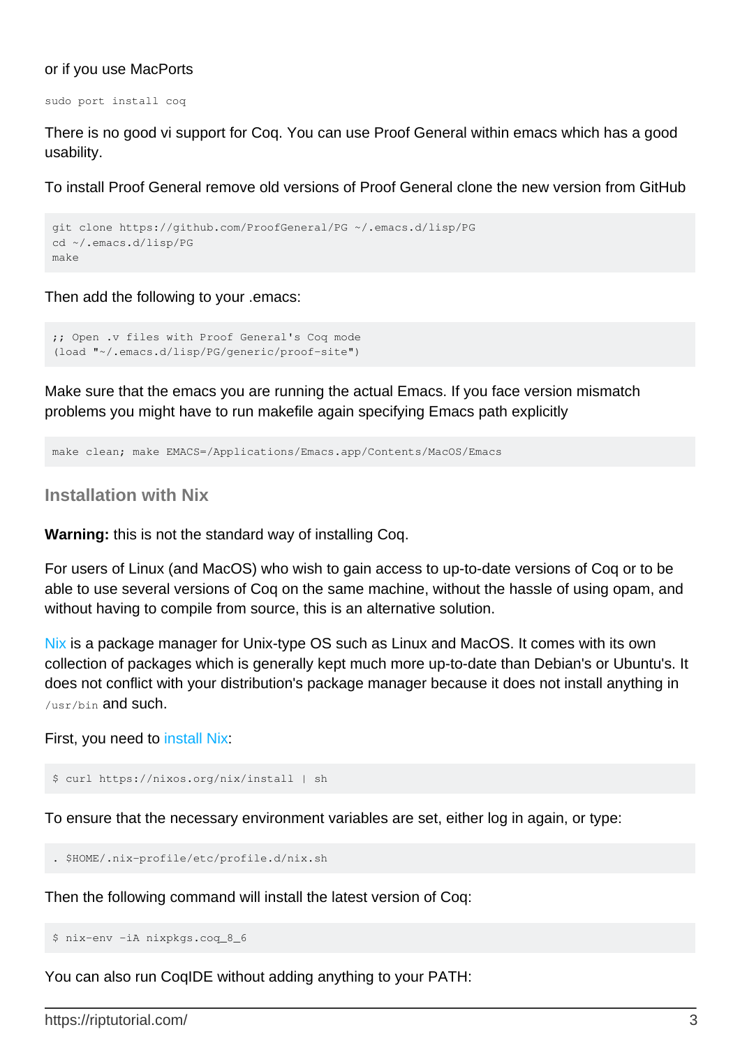or if you use MacPorts

```
sudo port install coq
```

There is no good vi support for Coq. You can use Proof General within emacs which has a good usability.

To install Proof General remove old versions of Proof General clone the new version from GitHub

```
git clone https://github.com/ProofGeneral/PG ~/.emacs.d/lisp/PG
cd ~/.emacs.d/lisp/PG
make
```

Then add the following to your .emacs:

```
;; Open .v files with Proof General's Coq mode
(load "~/.emacs.d/lisp/PG/generic/proof-site")
```

Make sure that the emacs you are running the actual Emacs. If you face version mismatch problems you might have to run makefile again specifying Emacs path explicitly

```
make clean; make EMACS=/Applications/Emacs.app/Contents/MacOS/Emacs
```

### Installation with Nix

**Warning:** this is not the standard way of installing Coq.

For users of Linux (and MacOS) who wish to gain access to up-to-date versions of Coq or to be able to use several versions of Coq on the same machine, without the hassle of using opam, and without having to compile from source, this is an alternative solution.

Nix is a package manager for Unix-type OS such as Linux and MacOS. It comes with its own collection of packages which is generally kept much more up-to-date than Debian's or Ubuntu's. It does not conflict with your distribution's package manager because it does not install anything in `/usr/bin` and such.

First, you need to install Nix:

```
$ curl https://nixos.org/nix/install | sh
```

To ensure that the necessary environment variables are set, either log in again, or type:

```
. $HOME/.nix-profile/etc/profile.d/nix.sh
```

Then the following command will install the latest version of Coq:

```
$ nix-env -iA nixpkgs.coq_8_6
```

You can also run CoqIDE without adding anything to your PATH: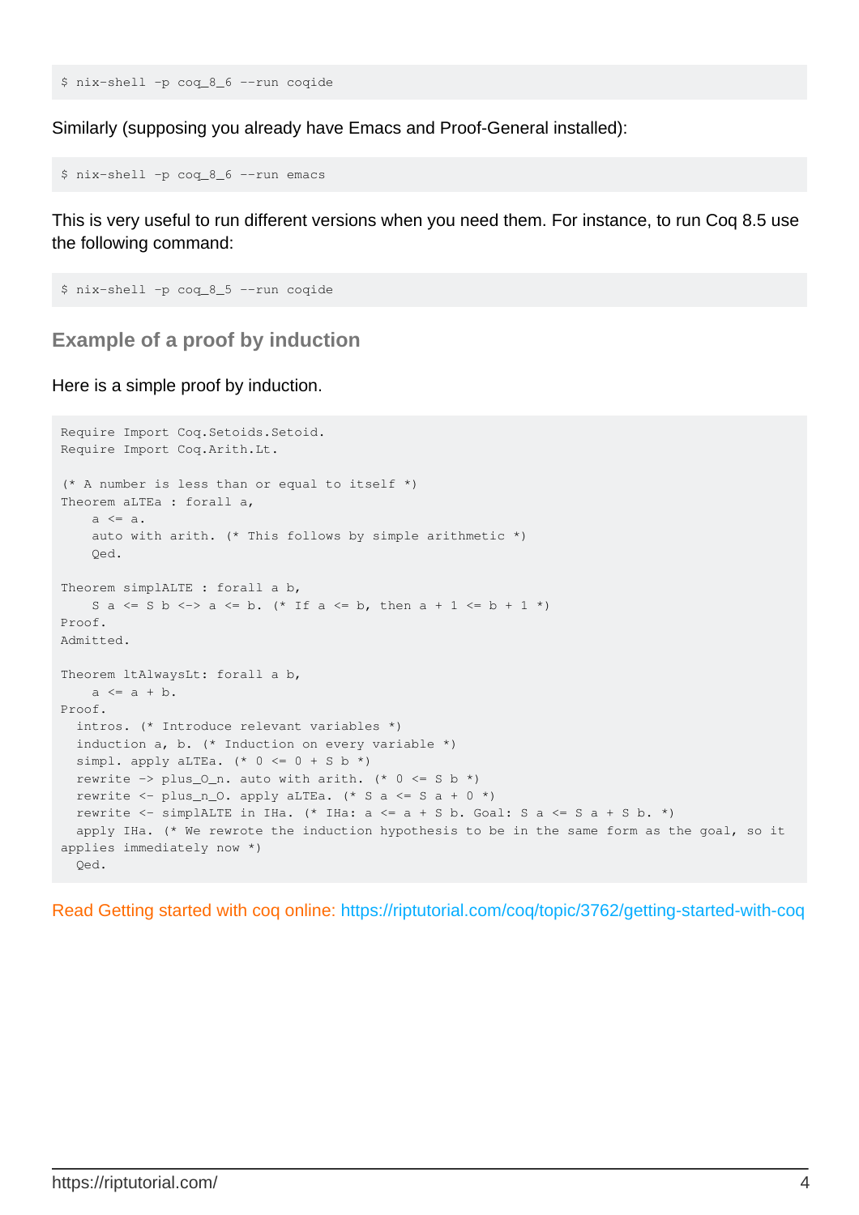```
$ nix-shell -p coq_8_6 --run coqide
```

Similarly (supposing you already have Emacs and Proof-General installed):

```
$ nix-shell -p coq_8_6 --run emacs
```

This is very useful to run different versions when you need them. For instance, to run Coq 8.5 use the following command:

```
$ nix-shell -p coq_8_5 --run coqide
```

## Example of a proof by induction

Here is a simple proof by induction.

```
Require Import Coq.Setoids.Setoid.
Require Import Coq.Arith.Lt.

(* A number is less than or equal to itself *)
Theorem aLTEa : forall a,
    a <= a.
    auto with arith. (* This follows by simple arithmetic *)
    Qed.

Theorem simplALTE : forall a b,
    S a <= S b <-> a <= b. (* If a <= b, then a + 1 <= b + 1 *)
Proof.
Admitted.

Theorem ltAlwaysLt: forall a b,
    a <= a + b.
Proof.
  intros. (* Introduce relevant variables *)
  induction a, b. (* Induction on every variable *)
  simpl. apply aLTEa. (* 0 <= 0 + S b *)
  rewrite -> plus_O_n. auto with arith. (* 0 <= S b *)
  rewrite <- plus_n_O. apply aLTEa. (* S a <= S a + 0 *)
  rewrite <- simplALTE in IHa. (* IHa: a <= a + S b. Goal: S a <= S a + S b. *)
  apply IHa. (* We rewrote the induction hypothesis to be in the same form as the goal, so it applies immediately now *)
  Qed.
```

Read Getting started with coq online: https://riptutorial.com/coq/topic/3762/getting-started-with-coq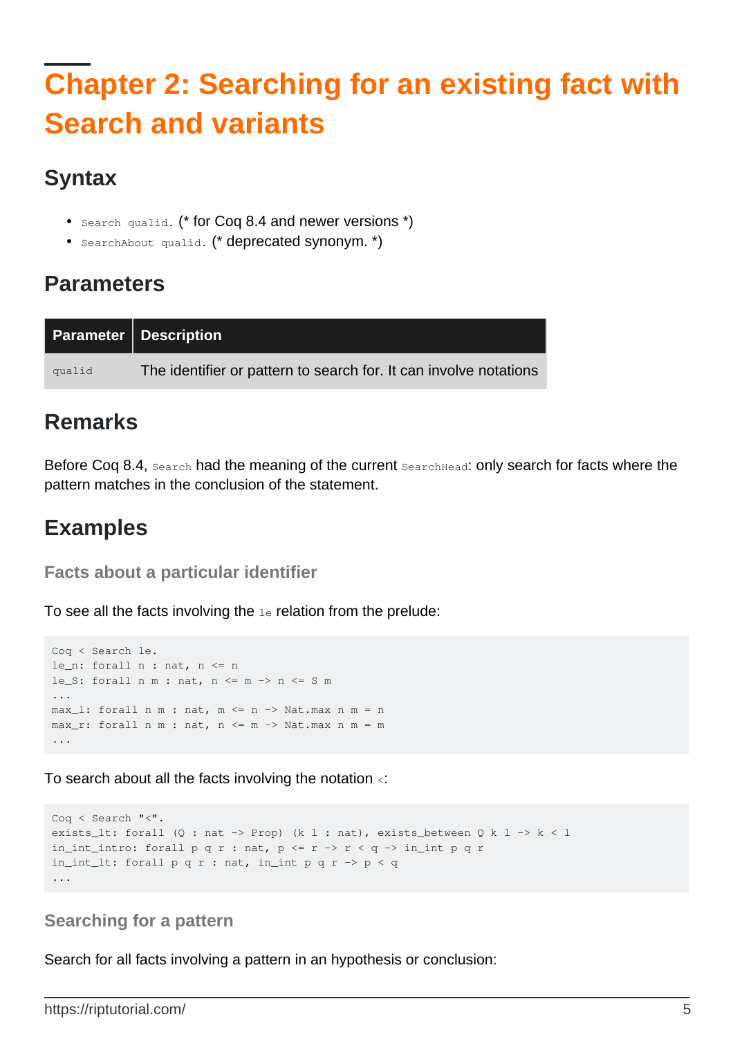# Chapter 2: Searching for an existing fact with Search and variants

## Syntax

- `Search qualid.` (* for Coq 8.4 and newer versions *)
- `SearchAbout qualid.` (* deprecated synonym. *)

## Parameters

| Parameter | Description |
|---|---|
| `qualid` | The identifier or pattern to search for. It can involve notations |

## Remarks

Before Coq 8.4, `Search` had the meaning of the current `SearchHead`: only search for facts where the pattern matches in the conclusion of the statement.

## Examples

### Facts about a particular identifier

To see all the facts involving the `le` relation from the prelude:

```
Coq < Search le.
le_n: forall n : nat, n <= n
le_S: forall n m : nat, n <= m -> n <= S m
...
max_l: forall n m : nat, m <= n -> Nat.max n m = n
max_r: forall n m : nat, n <= m -> Nat.max n m = m
...
```

To search about all the facts involving the notation `<`:

```
Coq < Search "<".
exists_lt: forall (Q : nat -> Prop) (k l : nat), exists_between Q k l -> k < l
in_int_intro: forall p q r : nat, p <= r -> r < q -> in_int p q r
in_int_lt: forall p q r : nat, in_int p q r -> p < q
...
```

### Searching for a pattern

Search for all facts involving a pattern in an hypothesis or conclusion: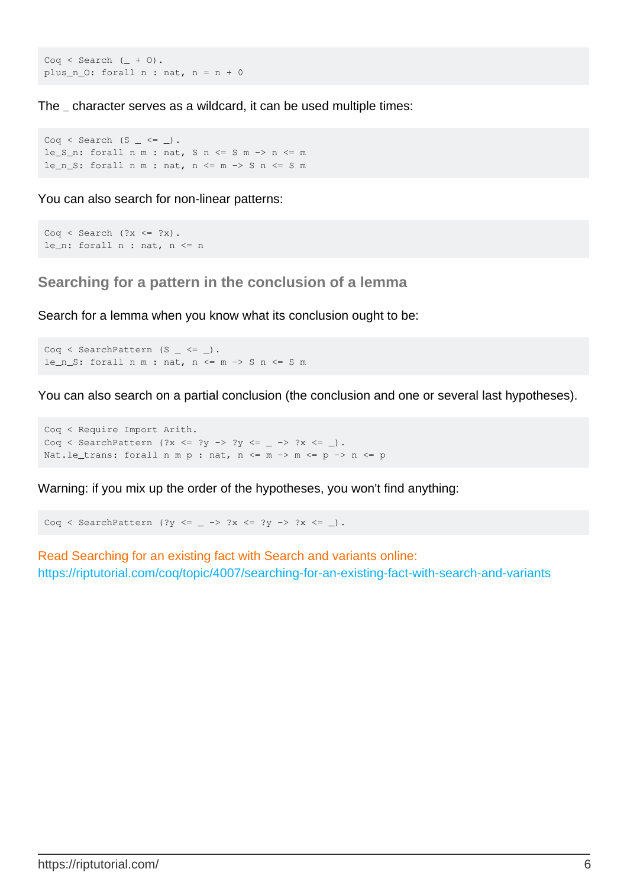```
Coq < Search (_ + O).
plus_n_O: forall n : nat, n = n + 0
```

The _ character serves as a wildcard, it can be used multiple times:

```
Coq < Search (S _ <= _).
le_S_n: forall n m : nat, S n <= S m -> n <= m
le_n_S: forall n m : nat, n <= m -> S n <= S m
```

You can also search for non-linear patterns:

```
Coq < Search (?x <= ?x).
le_n: forall n : nat, n <= n
```

### Searching for a pattern in the conclusion of a lemma

Search for a lemma when you know what its conclusion ought to be:

```
Coq < SearchPattern (S _ <= _).
le_n_S: forall n m : nat, n <= m -> S n <= S m
```

You can also search on a partial conclusion (the conclusion and one or several last hypotheses).

```
Coq < Require Import Arith.
Coq < SearchPattern (?x <= ?y -> ?y <= _ -> ?x <= _).
Nat.le_trans: forall n m p : nat, n <= m -> m <= p -> n <= p
```

Warning: if you mix up the order of the hypotheses, you won't find anything:

```
Coq < SearchPattern (?y <= _ -> ?x <= ?y -> ?x <= _).
```

Read Searching for an existing fact with Search and variants online: https://riptutorial.com/coq/topic/4007/searching-for-an-existing-fact-with-search-and-variants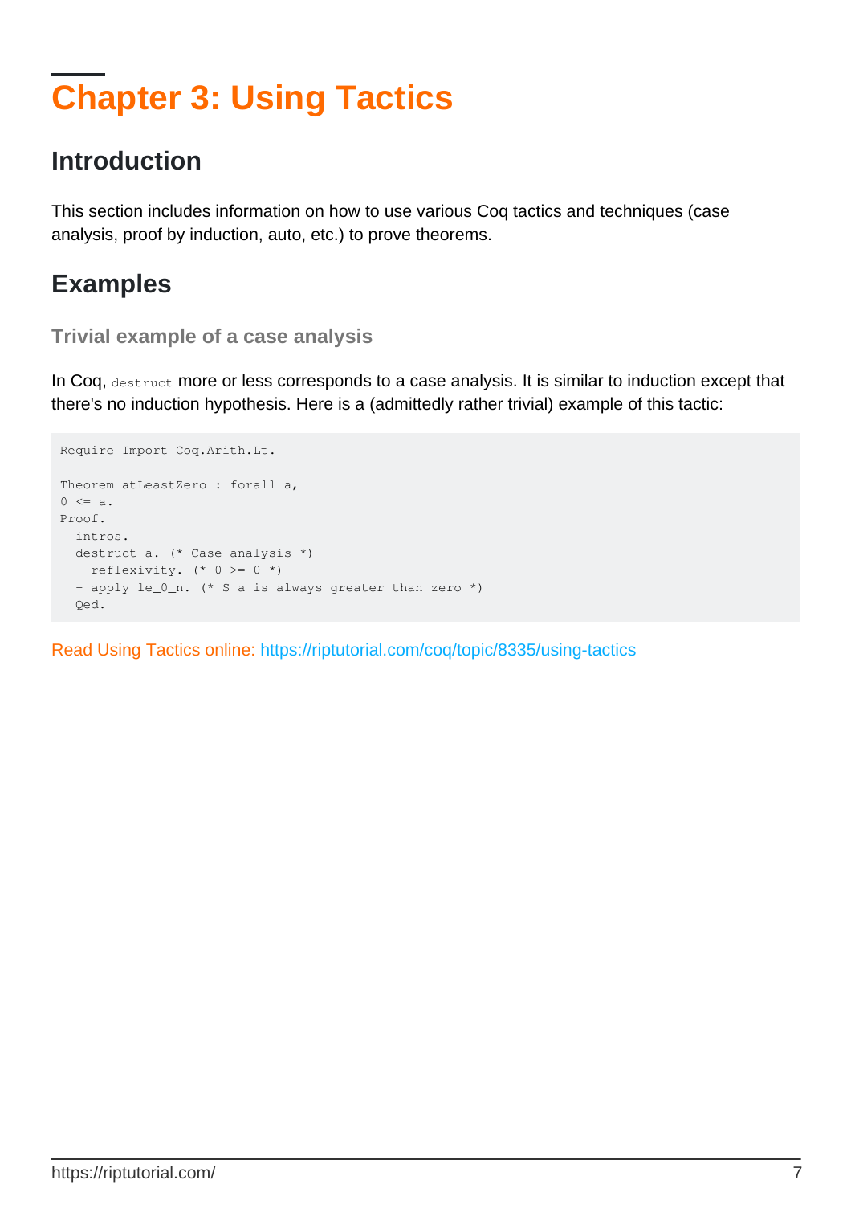# Chapter 3: Using Tactics

## Introduction

This section includes information on how to use various Coq tactics and techniques (case analysis, proof by induction, auto, etc.) to prove theorems.

## Examples

### Trivial example of a case analysis

In Coq, `destruct` more or less corresponds to a case analysis. It is similar to induction except that there's no induction hypothesis. Here is a (admittedly rather trivial) example of this tactic:

```
Require Import Coq.Arith.Lt.

Theorem atLeastZero : forall a,
0 <= a.
Proof.
  intros.
  destruct a. (* Case analysis *)
  - reflexivity. (* 0 >= 0 *)
  - apply le_0_n. (* S a is always greater than zero *)
  Qed.
```

Read Using Tactics online: https://riptutorial.com/coq/topic/8335/using-tactics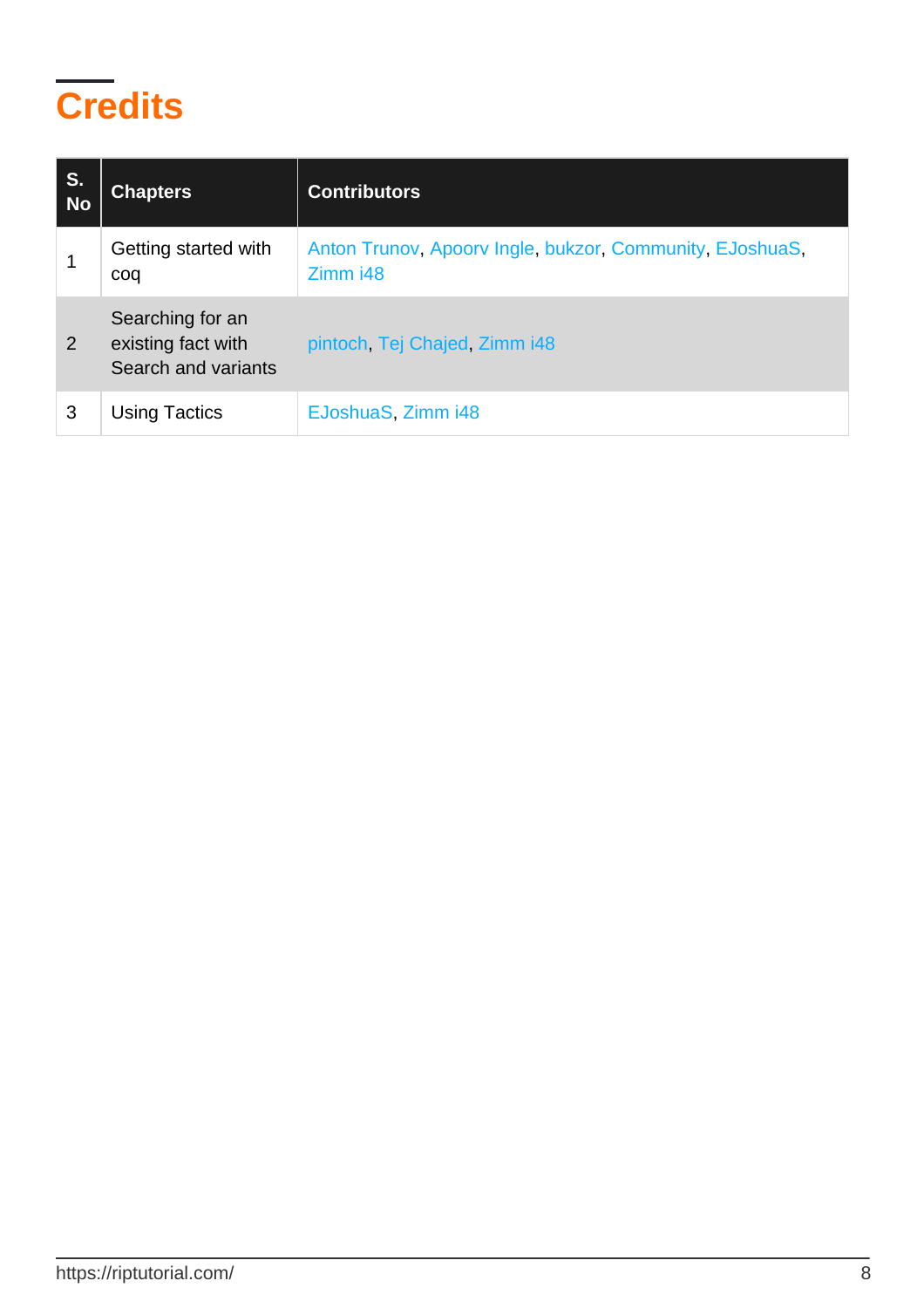# Credits

| S. No | Chapters | Contributors |
| --- | --- | --- |
| 1 | Getting started with coq | Anton Trunov, Apoorv Ingle, bukzor, Community, EJoshuaS, Zimm i48 |
| 2 | Searching for an existing fact with Search and variants | pintoch, Tej Chajed, Zimm i48 |
| 3 | Using Tactics | EJoshuaS, Zimm i48 |